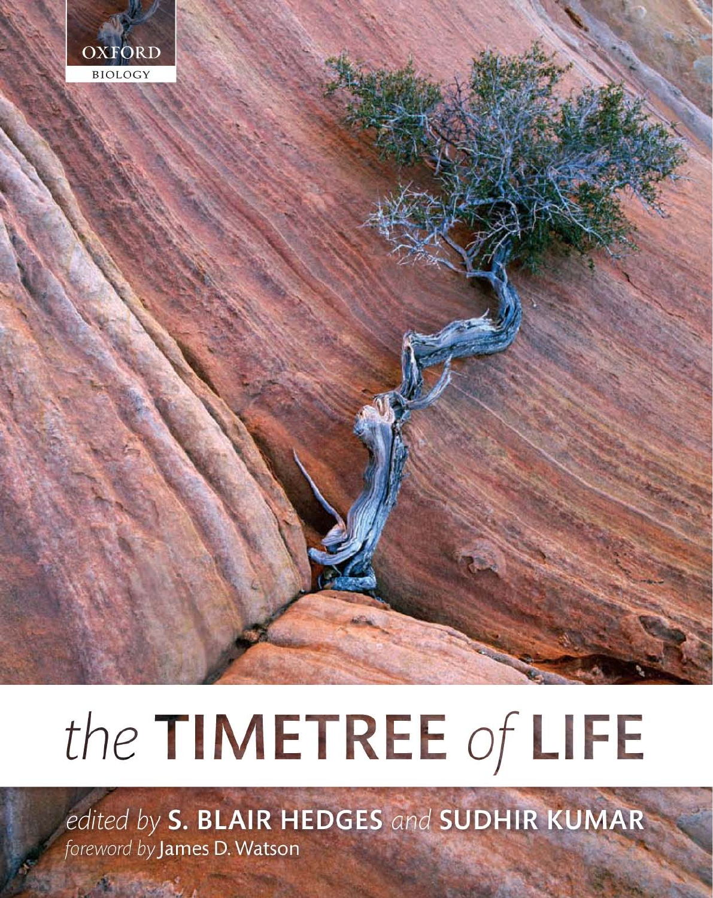OXFORD

BIOLOGY

# the TIMETREE of LIFE

*edited by* **S. BLAIR HEDGES** *and* **SUDHIR KUMAR**

*foreword by* James D. Watson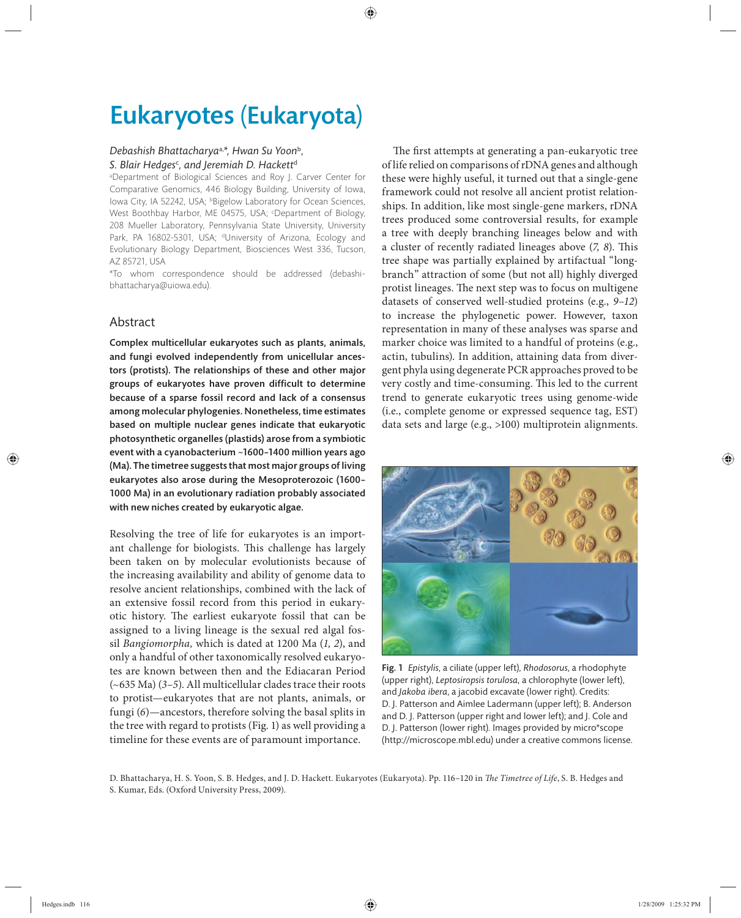# Eukaryotes (Eukaryota)

*Debashish Bhattacharya*[a,*], *Hwan Su Yoon*[b], *S. Blair Hedges*[c], *and Jeremiah D. Hackett*[d]

[a]Department of Biological Sciences and Roy J. Carver Center for Comparative Genomics, 446 Biology Building, University of Iowa, Iowa City, IA 52242, USA; [b]Bigelow Laboratory for Ocean Sciences, West Boothbay Harbor, ME 04575, USA; [c]Department of Biology, 208 Mueller Laboratory, Pennsylvania State University, University Park, PA 16802-5301, USA; [d]University of Arizona, Ecology and Evolutionary Biology Department, Biosciences West 336, Tucson, AZ 85721, USA

*To whom correspondence should be addressed (debashi-bhattacharya@uiowa.edu).

## Abstract

**Complex multicellular eukaryotes such as plants, animals, and fungi evolved independently from unicellular ancestors (protists). The relationships of these and other major groups of eukaryotes have proven difficult to determine because of a sparse fossil record and lack of a consensus among molecular phylogenies. Nonetheless, time estimates based on multiple nuclear genes indicate that eukaryotic photosynthetic organelles (plastids) arose from a symbiotic event with a cyanobacterium ~1600–1400 million years ago (Ma). The timetree suggests that most major groups of living eukaryotes also arose during the Mesoproterozoic (1600–1000 Ma) in an evolutionary radiation probably associated with new niches created by eukaryotic algae.**

Resolving the tree of life for eukaryotes is an important challenge for biologists. This challenge has largely been taken on by molecular evolutionists because of the increasing availability and ability of genome data to resolve ancient relationships, combined with the lack of an extensive fossil record from this period in eukaryotic history. The earliest eukaryote fossil that can be assigned to a living lineage is the sexual red algal fossil *Bangiomorpha,* which is dated at 1200 Ma (*1, 2*), and only a handful of other taxonomically resolved eukaryotes are known between then and the Ediacaran Period (~635 Ma) (*3–5*). All multicellular clades trace their roots to protist—eukaryotes that are not plants, animals, or fungi (*6*)—ancestors, therefore solving the basal splits in the tree with regard to protists (Fig. 1) as well providing a timeline for these events are of paramount importance.

The first attempts at generating a pan-eukaryotic tree of life relied on comparisons of rDNA genes and although these were highly useful, it turned out that a single-gene framework could not resolve all ancient protist relationships. In addition, like most single-gene markers, rDNA trees produced some controversial results, for example a tree with deeply branching lineages below and with a cluster of recently radiated lineages above (*7, 8*). This tree shape was partially explained by artifactual "long-branch" attraction of some (but not all) highly diverged protist lineages. The next step was to focus on multigene datasets of conserved well-studied proteins (e.g., *9–12*) to increase the phylogenetic power. However, taxon representation in many of these analyses was sparse and marker choice was limited to a handful of proteins (e.g., actin, tubulins). In addition, attaining data from divergent phyla using degenerate PCR approaches proved to be very costly and time-consuming. This led to the current trend to generate eukaryotic trees using genome-wide (i.e., complete genome or expressed sequence tag, EST) data sets and large (e.g., >100) multiprotein alignments.

**Fig. 1** *Epistylis*, a ciliate (upper left), *Rhodosorus*, a rhodophyte (upper right), *Leptosiropsis torulosa*, a chlorophyte (lower left), and *Jakoba ibera*, a jacobid excavate (lower right). Credits: D. J. Patterson and Aimlee Ladermann (upper left); B. Anderson and D. J. Patterson (upper right and lower left); and J. Cole and D. J. Patterson (lower right). Images provided by micro*scope (http://microscope.mbl.edu) under a creative commons license.

D. Bhattacharya, H. S. Yoon, S. B. Hedges, and J. D. Hackett. Eukaryotes (Eukaryota). Pp. 116–120 in *The Timetree of Life*, S. B. Hedges and S. Kumar, Eds. (Oxford University Press, 2009).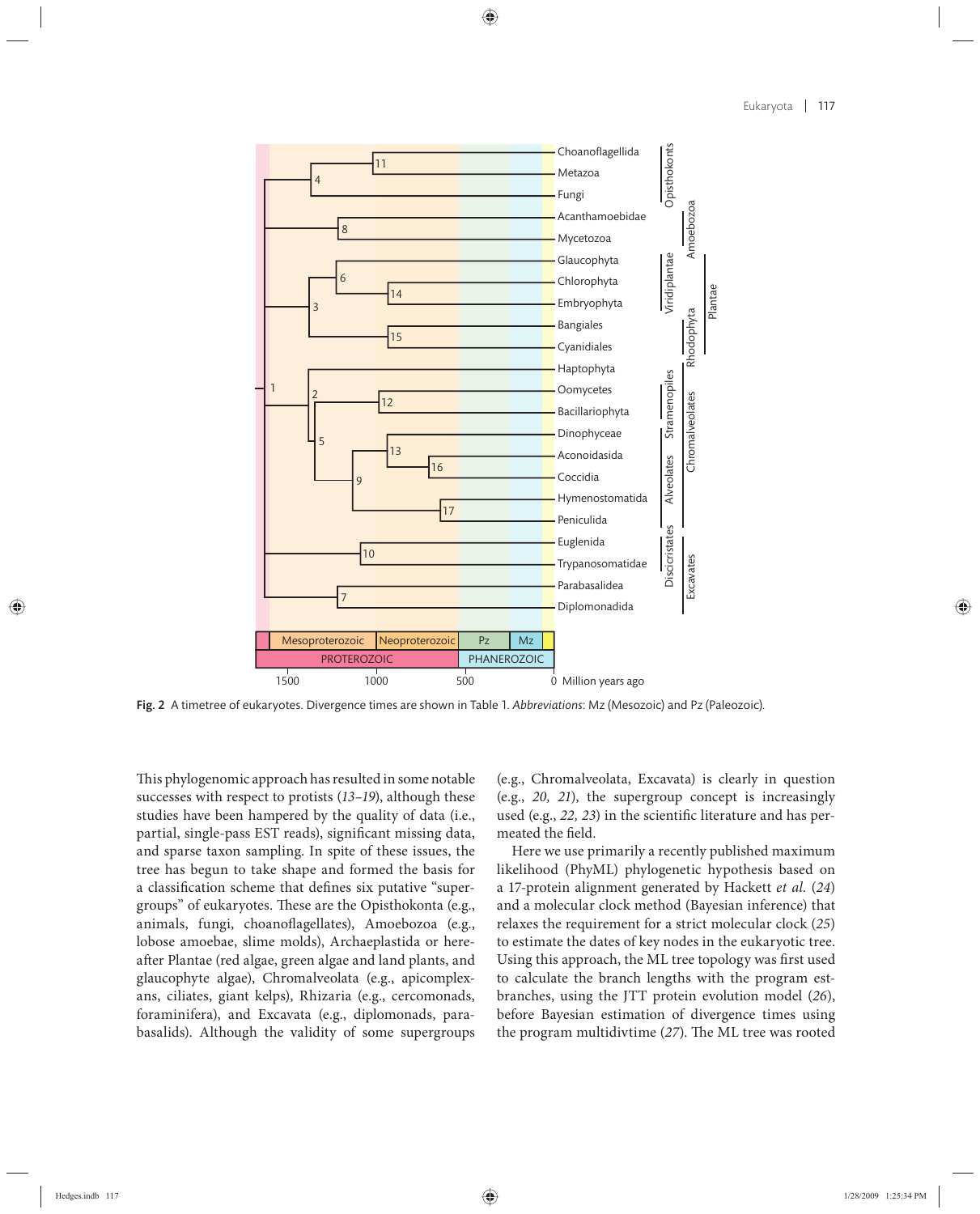Fig. 2 A timetree of eukaryotes. Divergence times are shown in Table 1. *Abbreviations*: Mz (Mesozoic) and Pz (Paleozoic).

This phylogenomic approach has resulted in some notable successes with respect to protists (*13–19*), although these studies have been hampered by the quality of data (i.e., partial, single-pass EST reads), significant missing data, and sparse taxon sampling. In spite of these issues, the tree has begun to take shape and formed the basis for a classification scheme that defines six putative "supergroups" of eukaryotes. These are the Opisthokonta (e.g., animals, fungi, choanoflagellates), Amoebozoa (e.g., lobose amoebae, slime molds), Archaeplastida or hereafter Plantae (red algae, green algae and land plants, and glaucophyte algae), Chromalveolata (e.g., apicomplexans, ciliates, giant kelps), Rhizaria (e.g., cercomonads, foraminifera), and Excavata (e.g., diplomonads, parabasalids). Although the validity of some supergroups (e.g., Chromalveolata, Excavata) is clearly in question (e.g., *20, 21*), the supergroup concept is increasingly used (e.g., *22, 23*) in the scientific literature and has permeated the field.

Here we use primarily a recently published maximum likelihood (PhyML) phylogenetic hypothesis based on a 17-protein alignment generated by Hackett *et al.* (*24*) and a molecular clock method (Bayesian inference) that relaxes the requirement for a strict molecular clock (*25*) to estimate the dates of key nodes in the eukaryotic tree. Using this approach, the ML tree topology was first used to calculate the branch lengths with the program estbranches, using the JTT protein evolution model (*26*), before Bayesian estimation of divergence times using the program multidivtime (*27*). The ML tree was rooted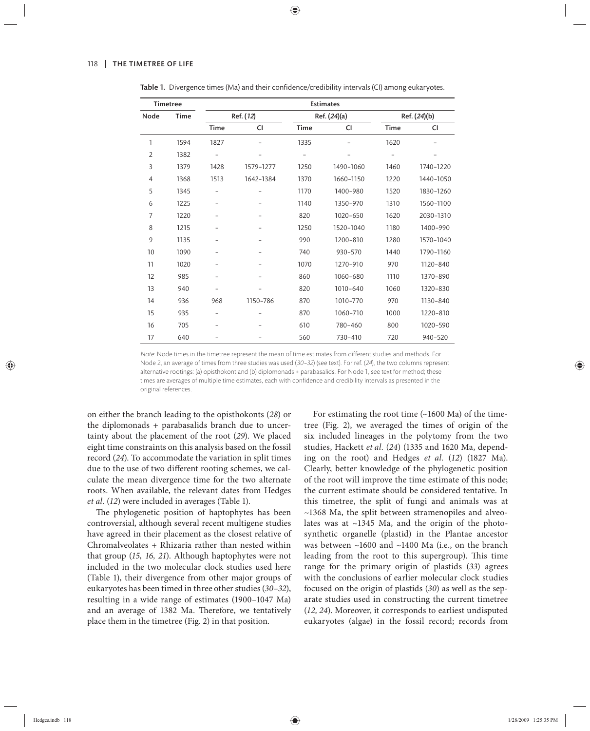**Table 1.** Divergence times (Ma) and their confidence/credibility intervals (CI) among eukaryotes.

| Timetree | | Estimates | | | | | |
|---|---|---|---|---|---|---|---|
| | | Ref. (*12*) | | Ref. (*24*)(a) | | Ref. (*24*)(b) | |
| Node | Time | Time | CI | Time | CI | Time | CI |
| 1 | 1594 | 1827 | – | 1335 | – | 1620 | – |
| 2 | 1382 | – | – | – | – | – | – |
| 3 | 1379 | 1428 | 1579–1277 | 1250 | 1490–1060 | 1460 | 1740–1220 |
| 4 | 1368 | 1513 | 1642–1384 | 1370 | 1660–1150 | 1220 | 1440–1050 |
| 5 | 1345 | – | – | 1170 | 1400–980 | 1520 | 1830–1260 |
| 6 | 1225 | – | – | 1140 | 1350–970 | 1310 | 1560–1100 |
| 7 | 1220 | – | – | 820 | 1020–650 | 1620 | 2030–1310 |
| 8 | 1215 | – | – | 1250 | 1520–1040 | 1180 | 1400–990 |
| 9 | 1135 | – | – | 990 | 1200–810 | 1280 | 1570–1040 |
| 10 | 1090 | – | – | 740 | 930–570 | 1440 | 1790–1160 |
| 11 | 1020 | – | – | 1070 | 1270–910 | 970 | 1120–840 |
| 12 | 985 | – | – | 860 | 1060–680 | 1110 | 1370–890 |
| 13 | 940 | – | – | 820 | 1010–640 | 1060 | 1320–830 |
| 14 | 936 | 968 | 1150–786 | 870 | 1010–770 | 970 | 1130–840 |
| 15 | 935 | – | – | 870 | 1060–710 | 1000 | 1220–810 |
| 16 | 705 | – | – | 610 | 780–460 | 800 | 1020–590 |
| 17 | 640 | – | – | 560 | 730–410 | 720 | 940–520 |

*Note*: Node times in the timetree represent the mean of time estimates from different studies and methods. For Node 2, an average of times from three studies was used (*30–32*) (see text). For ref. (*24*), the two columns represent alternative rootings: (a) opisthokont and (b) diplomonads + parabasalids. For Node 1, see text for method; these times are averages of multiple time estimates, each with confidence and credibility intervals as presented in the original references.

on either the branch leading to the opisthokonts (*28*) or the diplomonads + parabasalids branch due to uncertainty about the placement of the root (*29*). We placed eight time constraints on this analysis based on the fossil record (*24*). To accommodate the variation in split times due to the use of two different rooting schemes, we calculate the mean divergence time for the two alternate roots. When available, the relevant dates from Hedges *et al*. (*12*) were included in averages (Table 1).

The phylogenetic position of haptophytes has been controversial, although several recent multigene studies have agreed in their placement as the closest relative of Chromalveolates + Rhizaria rather than nested within that group (*15, 16, 21*). Although haptophytes were not included in the two molecular clock studies used here (Table 1), their divergence from other major groups of eukaryotes has been timed in three other studies (*30–32*), resulting in a wide range of estimates (1900–1047 Ma) and an average of 1382 Ma. Therefore, we tentatively place them in the timetree (Fig. 2) in that position.

For estimating the root time (~1600 Ma) of the timetree (Fig. 2), we averaged the times of origin of the six included lineages in the polytomy from the two studies, Hackett *et al*. (*24*) (1335 and 1620 Ma, depending on the root) and Hedges *et al*. (*12*) (1827 Ma). Clearly, better knowledge of the phylogenetic position of the root will improve the time estimate of this node; the current estimate should be considered tentative. In this timetree, the split of fungi and animals was at ~1368 Ma, the split between stramenopiles and alveolates was at ~1345 Ma, and the origin of the photosynthetic organelle (plastid) in the Plantae ancestor was between ~1600 and ~1400 Ma (i.e., on the branch leading from the root to this supergroup). This time range for the primary origin of plastids (*33*) agrees with the conclusions of earlier molecular clock studies focused on the origin of plastids (*30*) as well as the separate studies used in constructing the current timetree (*12, 24*). Moreover, it corresponds to earliest undisputed eukaryotes (algae) in the fossil record; records from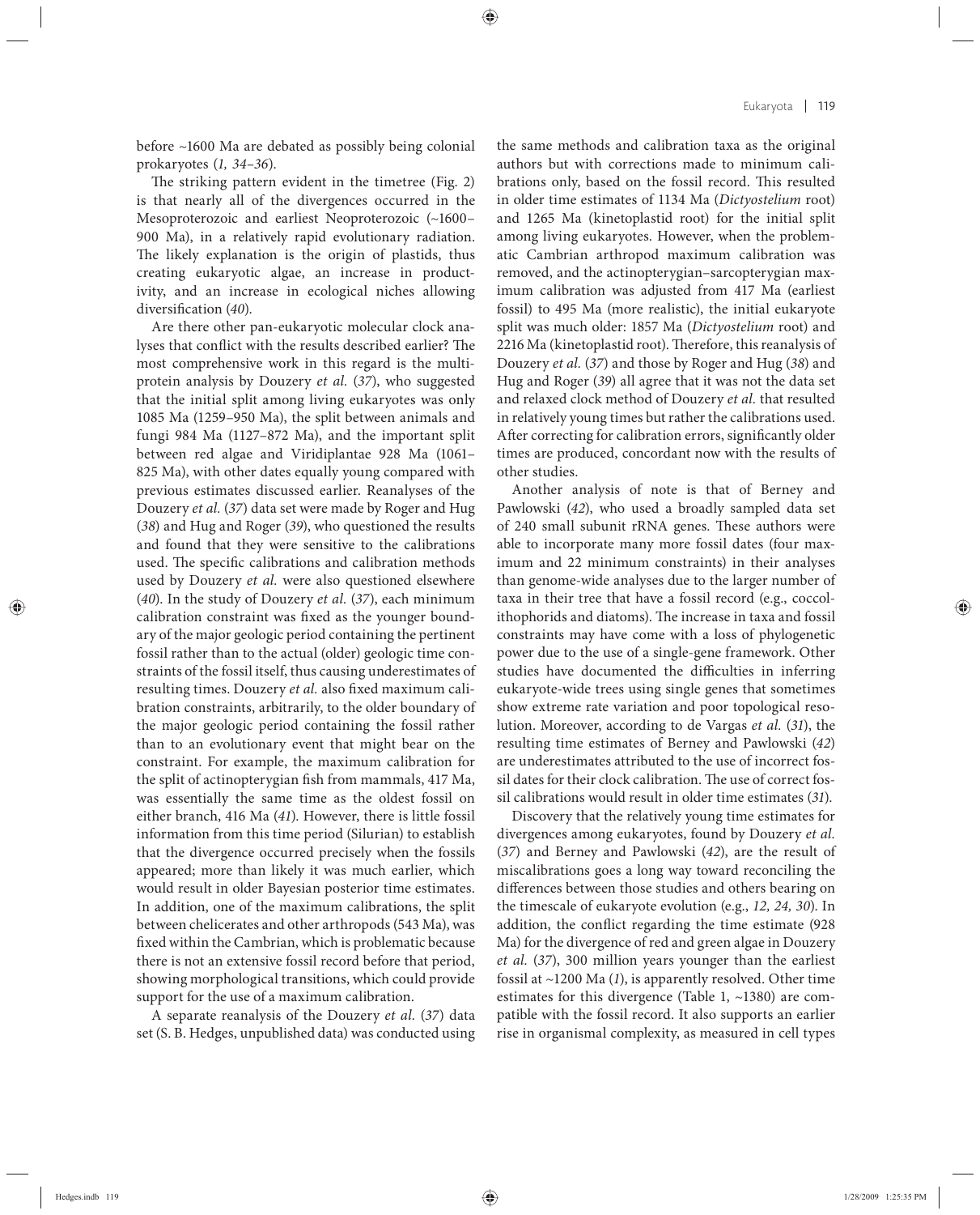before ~1600 Ma are debated as possibly being colonial prokaryotes (*1, 34–36*).

The striking pattern evident in the timetree (Fig. 2) is that nearly all of the divergences occurred in the Mesoproterozoic and earliest Neoproterozoic (~1600–900 Ma), in a relatively rapid evolutionary radiation. The likely explanation is the origin of plastids, thus creating eukaryotic algae, an increase in productivity, and an increase in ecological niches allowing diversification (*40*).

Are there other pan-eukaryotic molecular clock analyses that conflict with the results described earlier? The most comprehensive work in this regard is the multiprotein analysis by Douzery *et al.* (*37*), who suggested that the initial split among living eukaryotes was only 1085 Ma (1259–950 Ma), the split between animals and fungi 984 Ma (1127–872 Ma), and the important split between red algae and Viridiplantae 928 Ma (1061–825 Ma), with other dates equally young compared with previous estimates discussed earlier. Reanalyses of the Douzery *et al.* (*37*) data set were made by Roger and Hug (*38*) and Hug and Roger (*39*), who questioned the results and found that they were sensitive to the calibrations used. The specific calibrations and calibration methods used by Douzery *et al.* were also questioned elsewhere (*40*). In the study of Douzery *et al.* (*37*), each minimum calibration constraint was fixed as the younger boundary of the major geologic period containing the pertinent fossil rather than to the actual (older) geologic time constraints of the fossil itself, thus causing underestimates of resulting times. Douzery *et al.* also fixed maximum calibration constraints, arbitrarily, to the older boundary of the major geologic period containing the fossil rather than to an evolutionary event that might bear on the constraint. For example, the maximum calibration for the split of actinopterygian fish from mammals, 417 Ma, was essentially the same time as the oldest fossil on either branch, 416 Ma (*41*). However, there is little fossil information from this time period (Silurian) to establish that the divergence occurred precisely when the fossils appeared; more than likely it was much earlier, which would result in older Bayesian posterior time estimates. In addition, one of the maximum calibrations, the split between chelicerates and other arthropods (543 Ma), was fixed within the Cambrian, which is problematic because there is not an extensive fossil record before that period, showing morphological transitions, which could provide support for the use of a maximum calibration.

A separate reanalysis of the Douzery *et al.* (*37*) data set (S. B. Hedges, unpublished data) was conducted using the same methods and calibration taxa as the original authors but with corrections made to minimum calibrations only, based on the fossil record. This resulted in older time estimates of 1134 Ma (*Dictyostelium* root) and 1265 Ma (kinetoplastid root) for the initial split among living eukaryotes. However, when the problematic Cambrian arthropod maximum calibration was removed, and the actinopterygian–sarcopterygian maximum calibration was adjusted from 417 Ma (earliest fossil) to 495 Ma (more realistic), the initial eukaryote split was much older: 1857 Ma (*Dictyostelium* root) and 2216 Ma (kinetoplastid root). Therefore, this reanalysis of Douzery *et al.* (*37*) and those by Roger and Hug (*38*) and Hug and Roger (*39*) all agree that it was not the data set and relaxed clock method of Douzery *et al.* that resulted in relatively young times but rather the calibrations used. After correcting for calibration errors, significantly older times are produced, concordant now with the results of other studies.

Another analysis of note is that of Berney and Pawlowski (*42*), who used a broadly sampled data set of 240 small subunit rRNA genes. These authors were able to incorporate many more fossil dates (four maximum and 22 minimum constraints) in their analyses than genome-wide analyses due to the larger number of taxa in their tree that have a fossil record (e.g., coccolithophorids and diatoms). The increase in taxa and fossil constraints may have come with a loss of phylogenetic power due to the use of a single-gene framework. Other studies have documented the difficulties in inferring eukaryote-wide trees using single genes that sometimes show extreme rate variation and poor topological resolution. Moreover, according to de Vargas *et al.* (*31*), the resulting time estimates of Berney and Pawlowski (*42*) are underestimates attributed to the use of incorrect fossil dates for their clock calibration. The use of correct fossil calibrations would result in older time estimates (*31*).

Discovery that the relatively young time estimates for divergences among eukaryotes, found by Douzery *et al.* (*37*) and Berney and Pawlowski (*42*), are the result of miscalibrations goes a long way toward reconciling the differences between those studies and others bearing on the timescale of eukaryote evolution (e.g., *12, 24, 30*). In addition, the conflict regarding the time estimate (928 Ma) for the divergence of red and green algae in Douzery *et al.* (*37*), 300 million years younger than the earliest fossil at ~1200 Ma (*1*), is apparently resolved. Other time estimates for this divergence (Table 1, ~1380) are compatible with the fossil record. It also supports an earlier rise in organismal complexity, as measured in cell types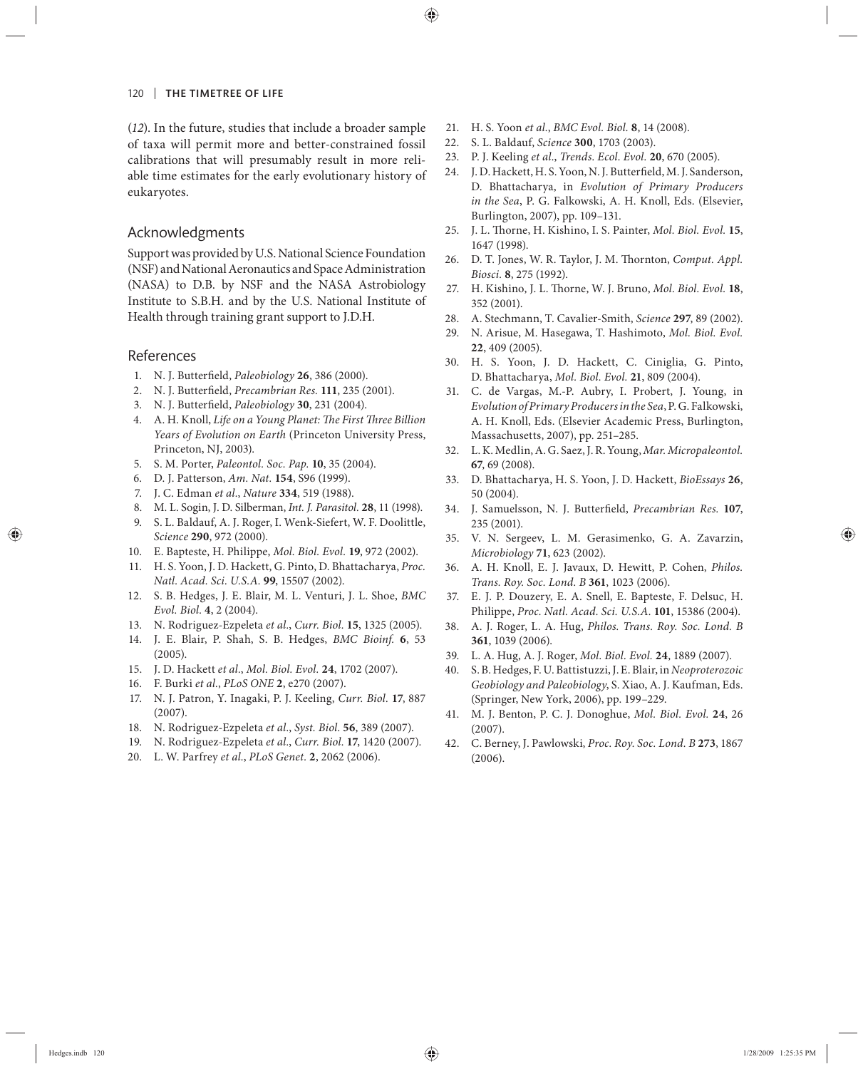(*12*). In the future, studies that include a broader sample of taxa will permit more and better-constrained fossil calibrations that will presumably result in more reliable time estimates for the early evolutionary history of eukaryotes.

## Acknowledgments

Support was provided by U.S. National Science Foundation (NSF) and National Aeronautics and Space Administration (NASA) to D.B. by NSF and the NASA Astrobiology Institute to S.B.H. and by the U.S. National Institute of Health through training grant support to J.D.H.

## References

1. N. J. Butterfield, *Paleobiology* **26**, 386 (2000).
2. N. J. Butterfield, *Precambrian Res.* **111**, 235 (2001).
3. N. J. Butterfield, *Paleobiology* **30**, 231 (2004).
4. A. H. Knoll, *Life on a Young Planet: The First Three Billion Years of Evolution on Earth* (Princeton University Press, Princeton, NJ, 2003).
5. S. M. Porter, *Paleontol. Soc. Pap.* **10**, 35 (2004).
6. D. J. Patterson, *Am. Nat.* **154**, S96 (1999).
7. J. C. Edman *et al.*, *Nature* **334**, 519 (1988).
8. M. L. Sogin, J. D. Silberman, *Int. J. Parasitol.* **28**, 11 (1998).
9. S. L. Baldauf, A. J. Roger, I. Wenk-Siefert, W. F. Doolittle, *Science* **290**, 972 (2000).
10. E. Bapteste, H. Philippe, *Mol. Biol. Evol.* **19**, 972 (2002).
11. H. S. Yoon, J. D. Hackett, G. Pinto, D. Bhattacharya, *Proc. Natl. Acad. Sci. U.S.A.* **99**, 15507 (2002).
12. S. B. Hedges, J. E. Blair, M. L. Venturi, J. L. Shoe, *BMC Evol. Biol.* **4**, 2 (2004).
13. N. Rodriguez-Ezpeleta *et al.*, *Curr. Biol.* **15**, 1325 (2005).
14. J. E. Blair, P. Shah, S. B. Hedges, *BMC Bioinf.* **6**, 53 (2005).
15. J. D. Hackett *et al.*, *Mol. Biol. Evol.* **24**, 1702 (2007).
16. F. Burki *et al.*, *PLoS ONE* **2**, e270 (2007).
17. N. J. Patron, Y. Inagaki, P. J. Keeling, *Curr. Biol.* **17**, 887 (2007).
18. N. Rodriguez-Ezpeleta *et al.*, *Syst. Biol.* **56**, 389 (2007).
19. N. Rodriguez-Ezpeleta *et al.*, *Curr. Biol.* **17**, 1420 (2007).
20. L. W. Parfrey *et al.*, *PLoS Genet.* **2**, 2062 (2006).
21. H. S. Yoon *et al.*, *BMC Evol. Biol.* **8**, 14 (2008).
22. S. L. Baldauf, *Science* **300**, 1703 (2003).
23. P. J. Keeling *et al.*, *Trends. Ecol. Evol.* **20**, 670 (2005).
24. J. D. Hackett, H. S. Yoon, N. J. Butterfield, M. J. Sanderson, D. Bhattacharya, in *Evolution of Primary Producers in the Sea*, P. G. Falkowski, A. H. Knoll, Eds. (Elsevier, Burlington, 2007), pp. 109–131.
25. J. L. Thorne, H. Kishino, I. S. Painter, *Mol. Biol. Evol.* **15**, 1647 (1998).
26. D. T. Jones, W. R. Taylor, J. M. Thornton, *Comput. Appl. Biosci.* **8**, 275 (1992).
27. H. Kishino, J. L. Thorne, W. J. Bruno, *Mol. Biol. Evol.* **18**, 352 (2001).
28. A. Stechmann, T. Cavalier-Smith, *Science* **297**, 89 (2002).
29. N. Arisue, M. Hasegawa, T. Hashimoto, *Mol. Biol. Evol.* **22**, 409 (2005).
30. H. S. Yoon, J. D. Hackett, C. Ciniglia, G. Pinto, D. Bhattacharya, *Mol. Biol. Evol.* **21**, 809 (2004).
31. C. de Vargas, M.-P. Aubry, I. Probert, J. Young, in *Evolution of Primary Producers in the Sea*, P. G. Falkowski, A. H. Knoll, Eds. (Elsevier Academic Press, Burlington, Massachusetts, 2007), pp. 251–285.
32. L. K. Medlin, A. G. Saez, J. R. Young, *Mar. Micropaleontol.* **67**, 69 (2008).
33. D. Bhattacharya, H. S. Yoon, J. D. Hackett, *BioEssays* **26**, 50 (2004).
34. J. Samuelsson, N. J. Butterfield, *Precambrian Res.* **107**, 235 (2001).
35. V. N. Sergeev, L. M. Gerasimenko, G. A. Zavarzin, *Microbiology* **71**, 623 (2002).
36. A. H. Knoll, E. J. Javaux, D. Hewitt, P. Cohen, *Philos. Trans. Roy. Soc. Lond. B* **361**, 1023 (2006).
37. E. J. P. Douzery, E. A. Snell, E. Bapteste, F. Delsuc, H. Philippe, *Proc. Natl. Acad. Sci. U.S.A.* **101**, 15386 (2004).
38. A. J. Roger, L. A. Hug, *Philos. Trans. Roy. Soc. Lond. B* **361**, 1039 (2006).
39. L. A. Hug, A. J. Roger, *Mol. Biol. Evol.* **24**, 1889 (2007).
40. S. B. Hedges, F. U. Battistuzzi, J. E. Blair, in *Neoproterozoic Geobiology and Paleobiology*, S. Xiao, A. J. Kaufman, Eds. (Springer, New York, 2006), pp. 199–229.
41. M. J. Benton, P. C. J. Donoghue, *Mol. Biol. Evol.* **24**, 26 (2007).
42. C. Berney, J. Pawlowski, *Proc. Roy. Soc. Lond. B* **273**, 1867 (2006).